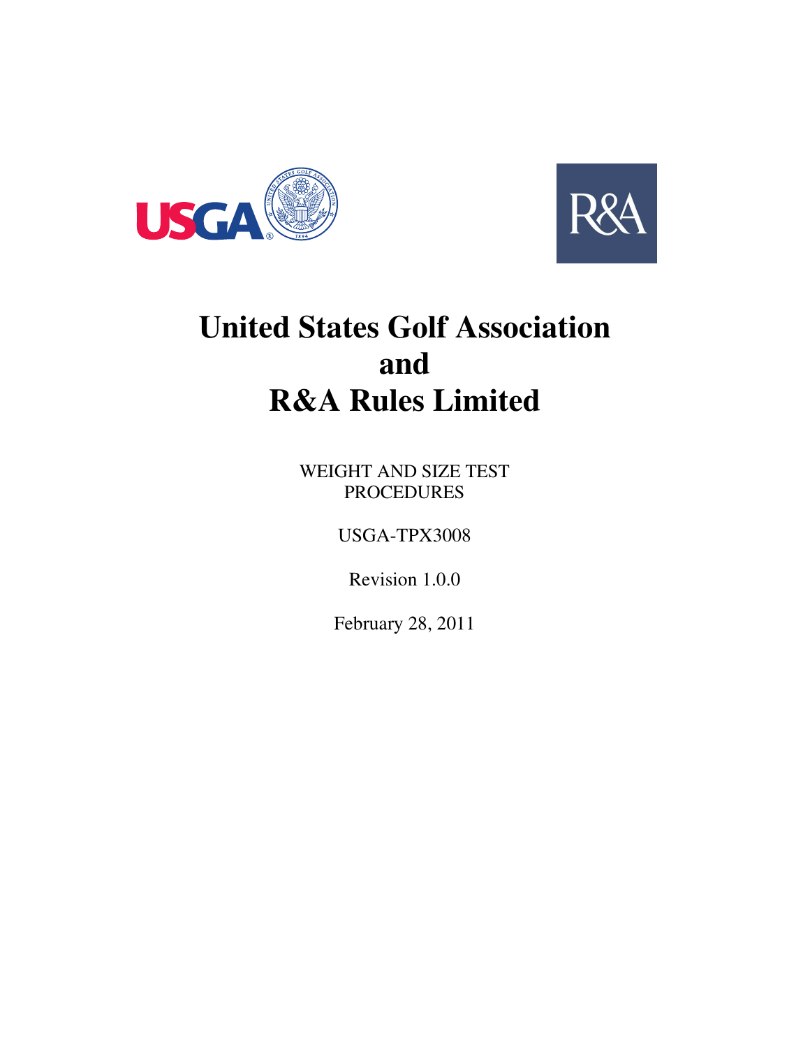# United States Golf Association
# and
# R&A Rules Limited

WEIGHT AND SIZE TEST PROCEDURES

USGA-TPX3008

Revision 1.0.0

February 28, 2011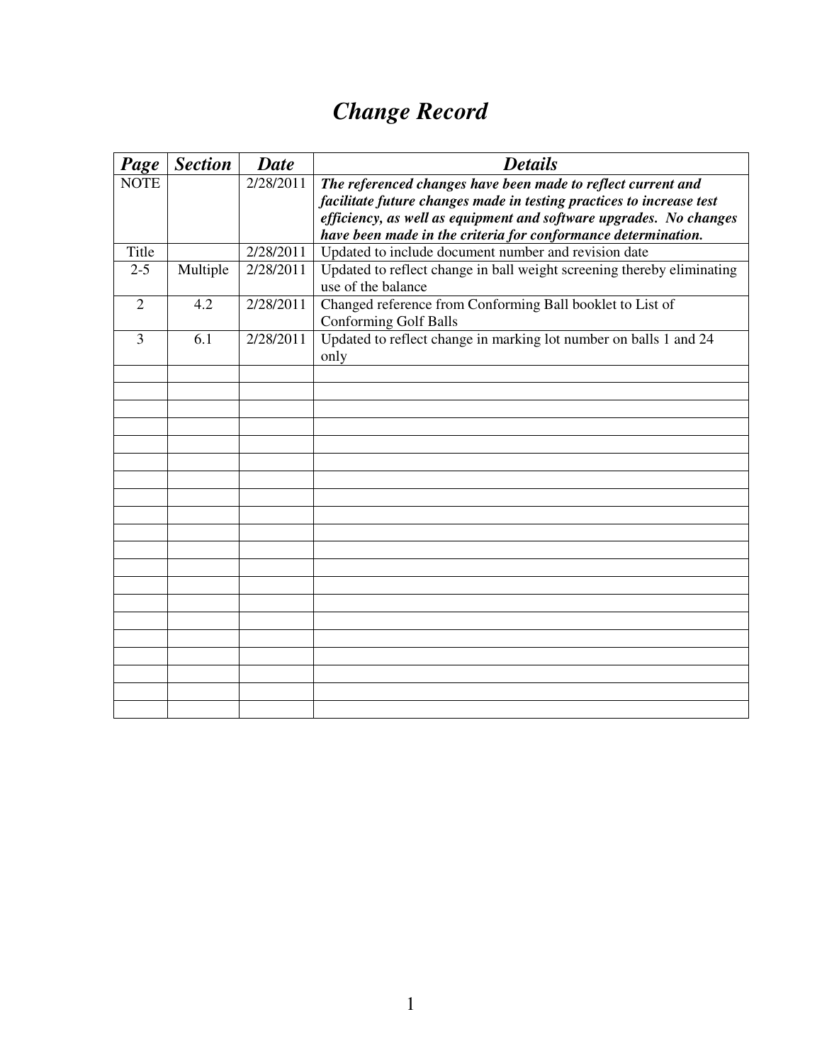# *Change Record*

| ***Page*** | ***Section*** | ***Date*** | ***Details*** |
|---|---|---|---|
| NOTE | | 2/28/2011 | ***The referenced changes have been made to reflect current and facilitate future changes made in testing practices to increase test efficiency, as well as equipment and software upgrades. No changes have been made in the criteria for conformance determination.*** |
| Title | | 2/28/2011 | Updated to include document number and revision date |
| 2-5 | Multiple | 2/28/2011 | Updated to reflect change in ball weight screening thereby eliminating use of the balance |
| 2 | 4.2 | 2/28/2011 | Changed reference from Conforming Ball booklet to List of Conforming Golf Balls |
| 3 | 6.1 | 2/28/2011 | Updated to reflect change in marking lot number on balls 1 and 24 only |
| | | | |
| | | | |
| | | | |
| | | | |
| | | | |
| | | | |
| | | | |
| | | | |
| | | | |
| | | | |
| | | | |
| | | | |
| | | | |
| | | | |
| | | | |
| | | | |
| | | | |
| | | | |
| | | | |
| | | | |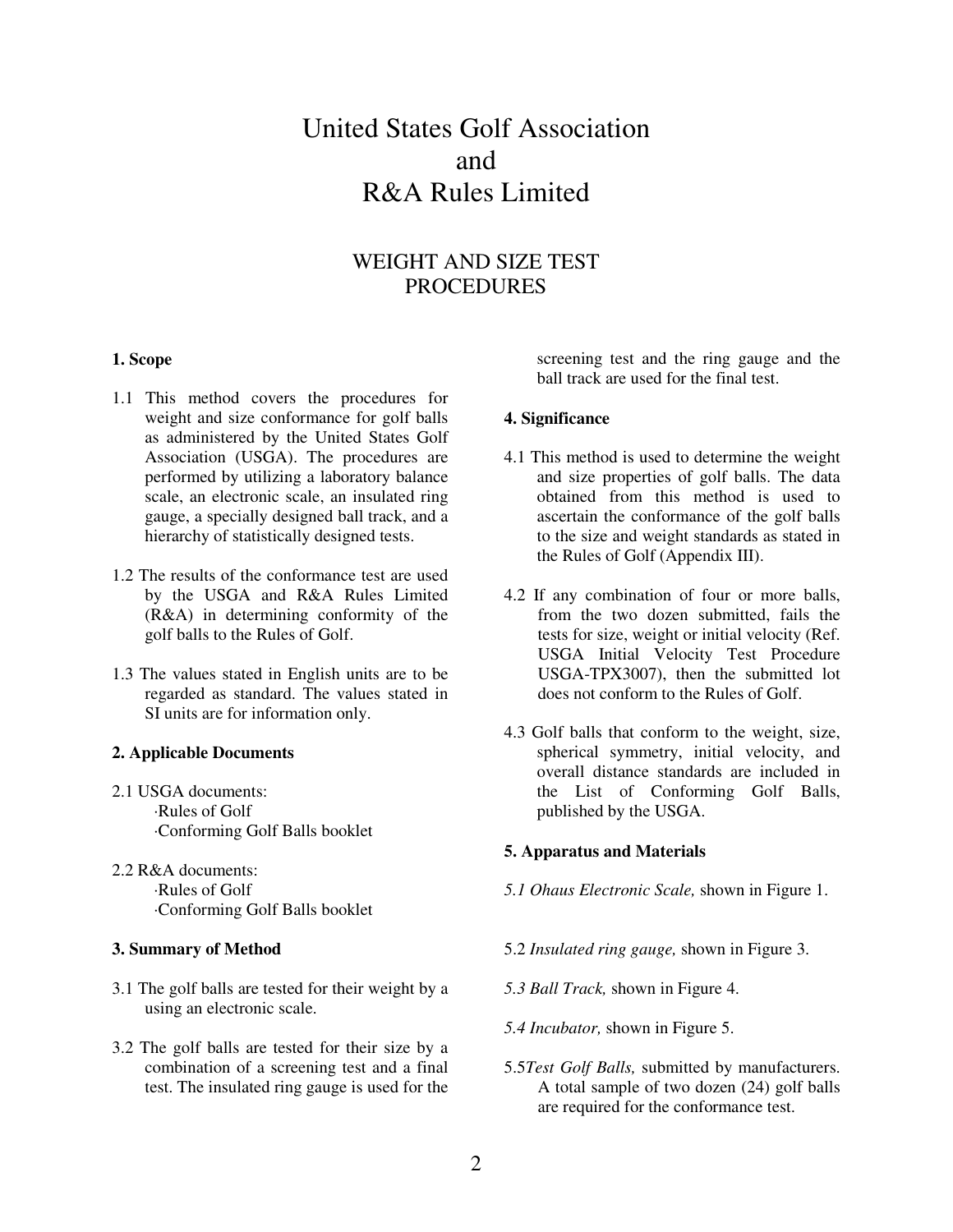# United States Golf Association
# and
# R&A Rules Limited

## WEIGHT AND SIZE TEST PROCEDURES

**1. Scope**

1.1 This method covers the procedures for weight and size conformance for golf balls as administered by the United States Golf Association (USGA). The procedures are performed by utilizing a laboratory balance scale, an electronic scale, an insulated ring gauge, a specially designed ball track, and a hierarchy of statistically designed tests.

1.2 The results of the conformance test are used by the USGA and R&A Rules Limited (R&A) in determining conformity of the golf balls to the Rules of Golf.

1.3 The values stated in English units are to be regarded as standard. The values stated in SI units are for information only.

**2. Applicable Documents**

2.1 USGA documents:
·Rules of Golf
·Conforming Golf Balls booklet

2.2 R&A documents:
·Rules of Golf
·Conforming Golf Balls booklet

**3. Summary of Method**

3.1 The golf balls are tested for their weight by a using an electronic scale.

3.2 The golf balls are tested for their size by a combination of a screening test and a final test. The insulated ring gauge is used for the screening test and the ring gauge and the ball track are used for the final test.

**4. Significance**

4.1 This method is used to determine the weight and size properties of golf balls. The data obtained from this method is used to ascertain the conformance of the golf balls to the size and weight standards as stated in the Rules of Golf (Appendix III).

4.2 If any combination of four or more balls, from the two dozen submitted, fails the tests for size, weight or initial velocity (Ref. USGA Initial Velocity Test Procedure USGA-TPX3007), then the submitted lot does not conform to the Rules of Golf.

4.3 Golf balls that conform to the weight, size, spherical symmetry, initial velocity, and overall distance standards are included in the List of Conforming Golf Balls, published by the USGA.

**5. Apparatus and Materials**

5.1 *Ohaus Electronic Scale,* shown in Figure 1.

5.2 *Insulated ring gauge,* shown in Figure 3.

5.3 *Ball Track,* shown in Figure 4.

5.4 *Incubator,* shown in Figure 5.

5.5 *Test Golf Balls,* submitted by manufacturers. A total sample of two dozen (24) golf balls are required for the conformance test.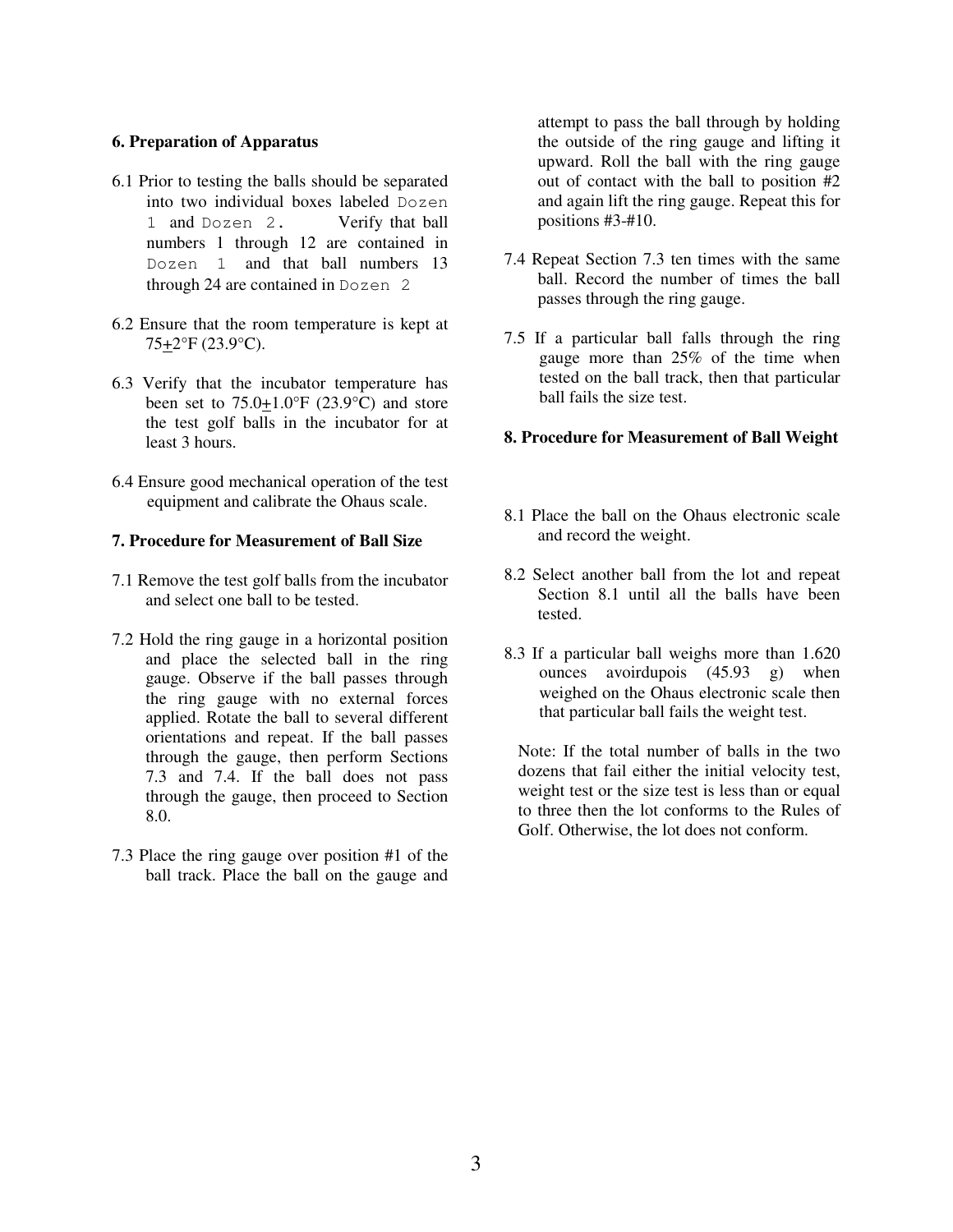### 6. Preparation of Apparatus

6.1 Prior to testing the balls should be separated into two individual boxes labeled `Dozen 1` and `Dozen 2.` Verify that ball numbers 1 through 12 are contained in `Dozen 1` and that ball numbers 13 through 24 are contained in `Dozen 2`

6.2 Ensure that the room temperature is kept at 75±2°F (23.9°C).

6.3 Verify that the incubator temperature has been set to 75.0±1.0°F (23.9°C) and store the test golf balls in the incubator for at least 3 hours.

6.4 Ensure good mechanical operation of the test equipment and calibrate the Ohaus scale.

### 7. Procedure for Measurement of Ball Size

7.1 Remove the test golf balls from the incubator and select one ball to be tested.

7.2 Hold the ring gauge in a horizontal position and place the selected ball in the ring gauge. Observe if the ball passes through the ring gauge with no external forces applied. Rotate the ball to several different orientations and repeat. If the ball passes through the gauge, then perform Sections 7.3 and 7.4. If the ball does not pass through the gauge, then proceed to Section 8.0.

7.3 Place the ring gauge over position #1 of the ball track. Place the ball on the gauge and attempt to pass the ball through by holding the outside of the ring gauge and lifting it upward. Roll the ball with the ring gauge out of contact with the ball to position #2 and again lift the ring gauge. Repeat this for positions #3-#10.

7.4 Repeat Section 7.3 ten times with the same ball. Record the number of times the ball passes through the ring gauge.

7.5 If a particular ball falls through the ring gauge more than 25% of the time when tested on the ball track, then that particular ball fails the size test.

### 8. Procedure for Measurement of Ball Weight

8.1 Place the ball on the Ohaus electronic scale and record the weight.

8.2 Select another ball from the lot and repeat Section 8.1 until all the balls have been tested.

8.3 If a particular ball weighs more than 1.620 ounces avoirdupois (45.93 g) when weighed on the Ohaus electronic scale then that particular ball fails the weight test.

Note: If the total number of balls in the two dozens that fail either the initial velocity test, weight test or the size test is less than or equal to three then the lot conforms to the Rules of Golf. Otherwise, the lot does not conform.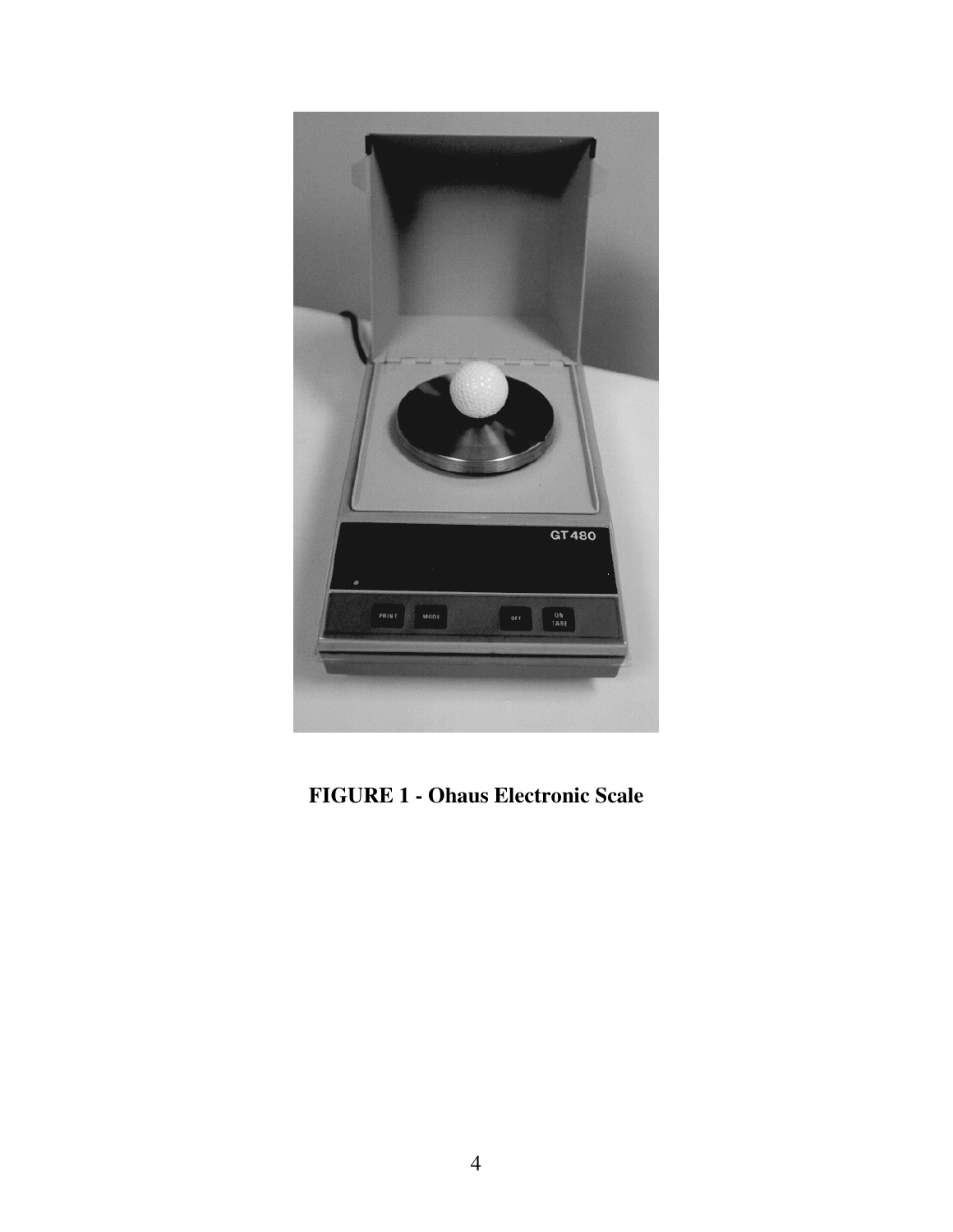**FIGURE 1 - Ohaus Electronic Scale**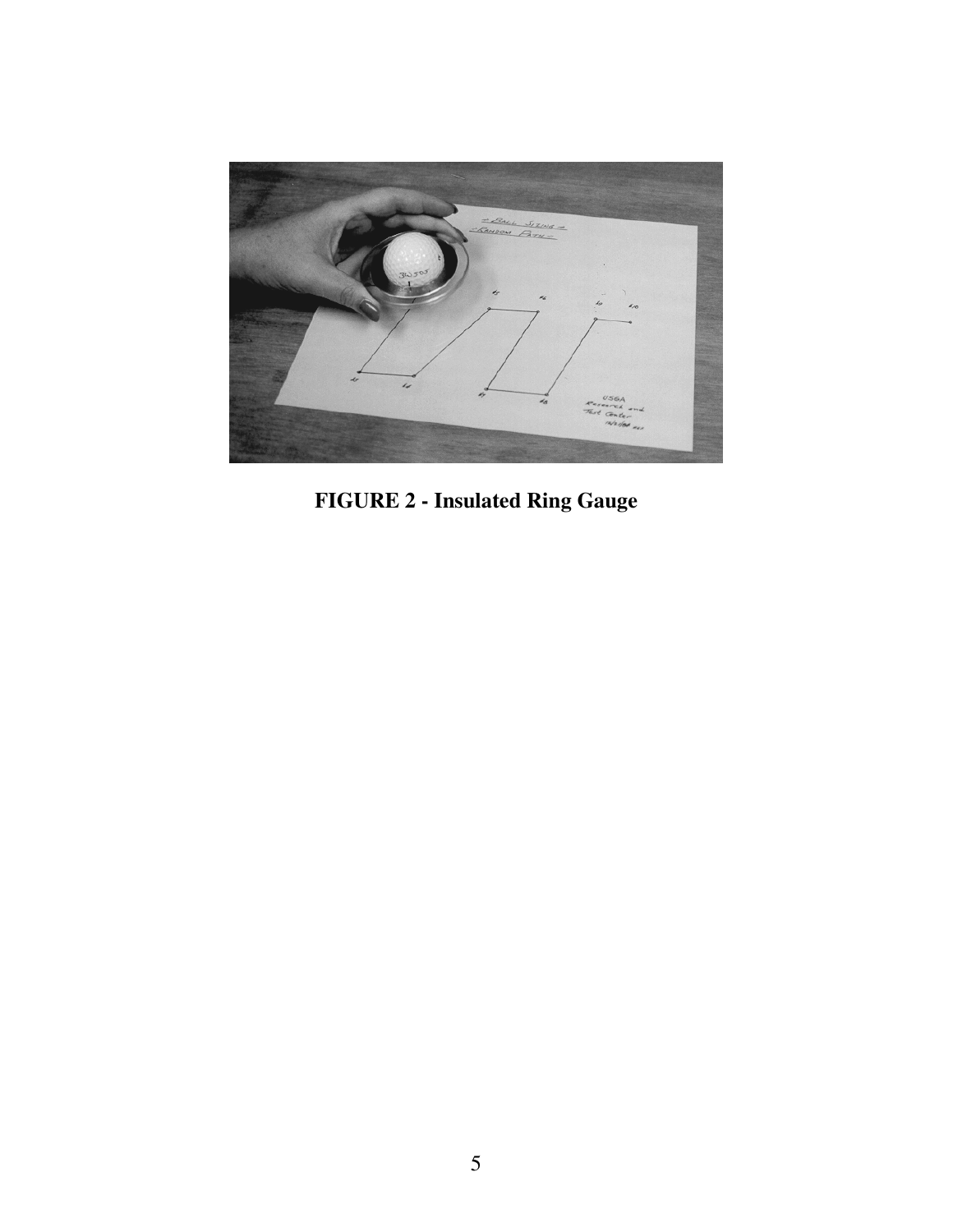**FIGURE 2 - Insulated Ring Gauge**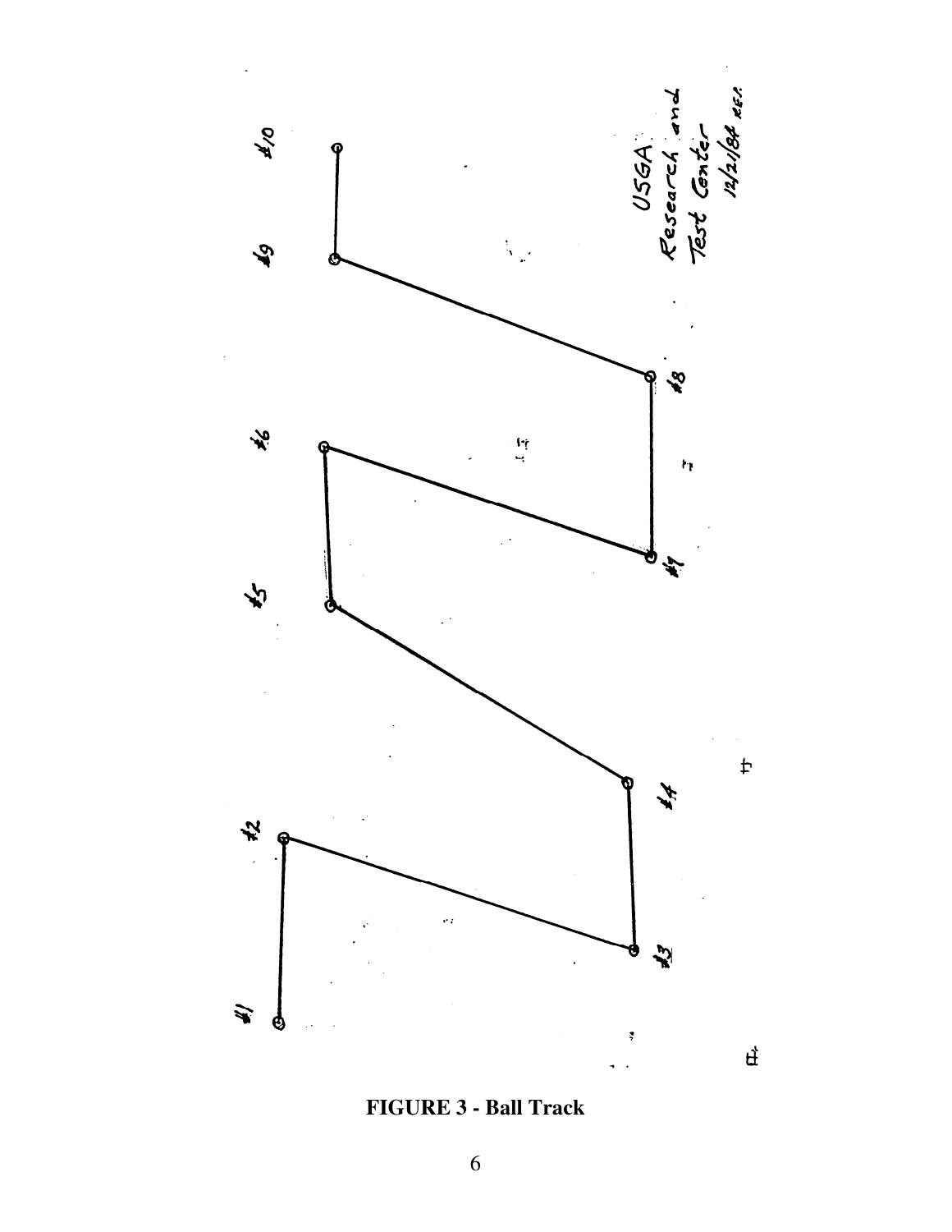FIGURE 3 - Ball Track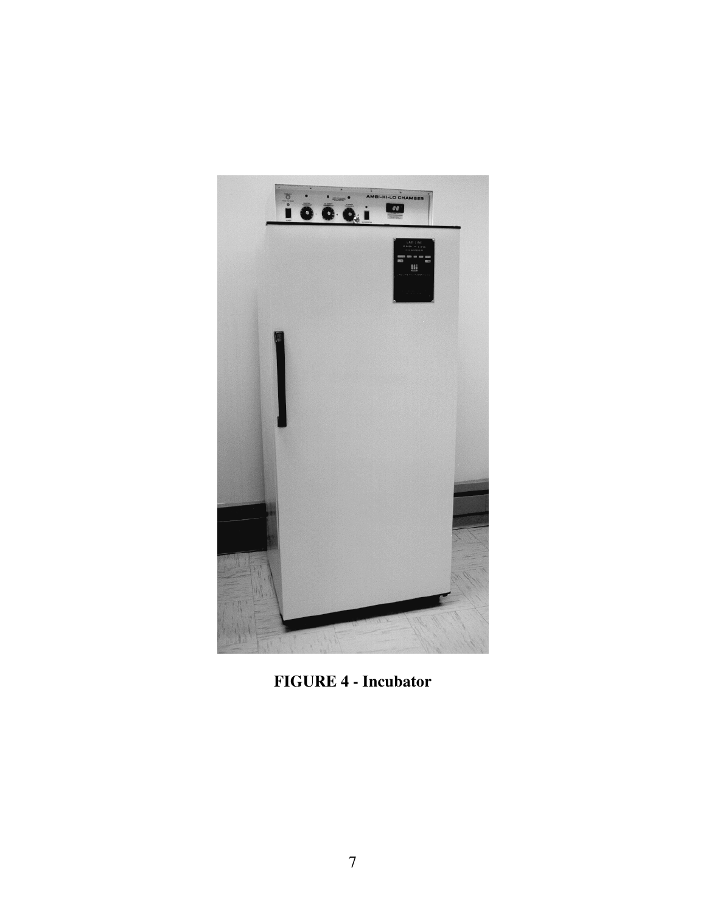**FIGURE 4 - Incubator**